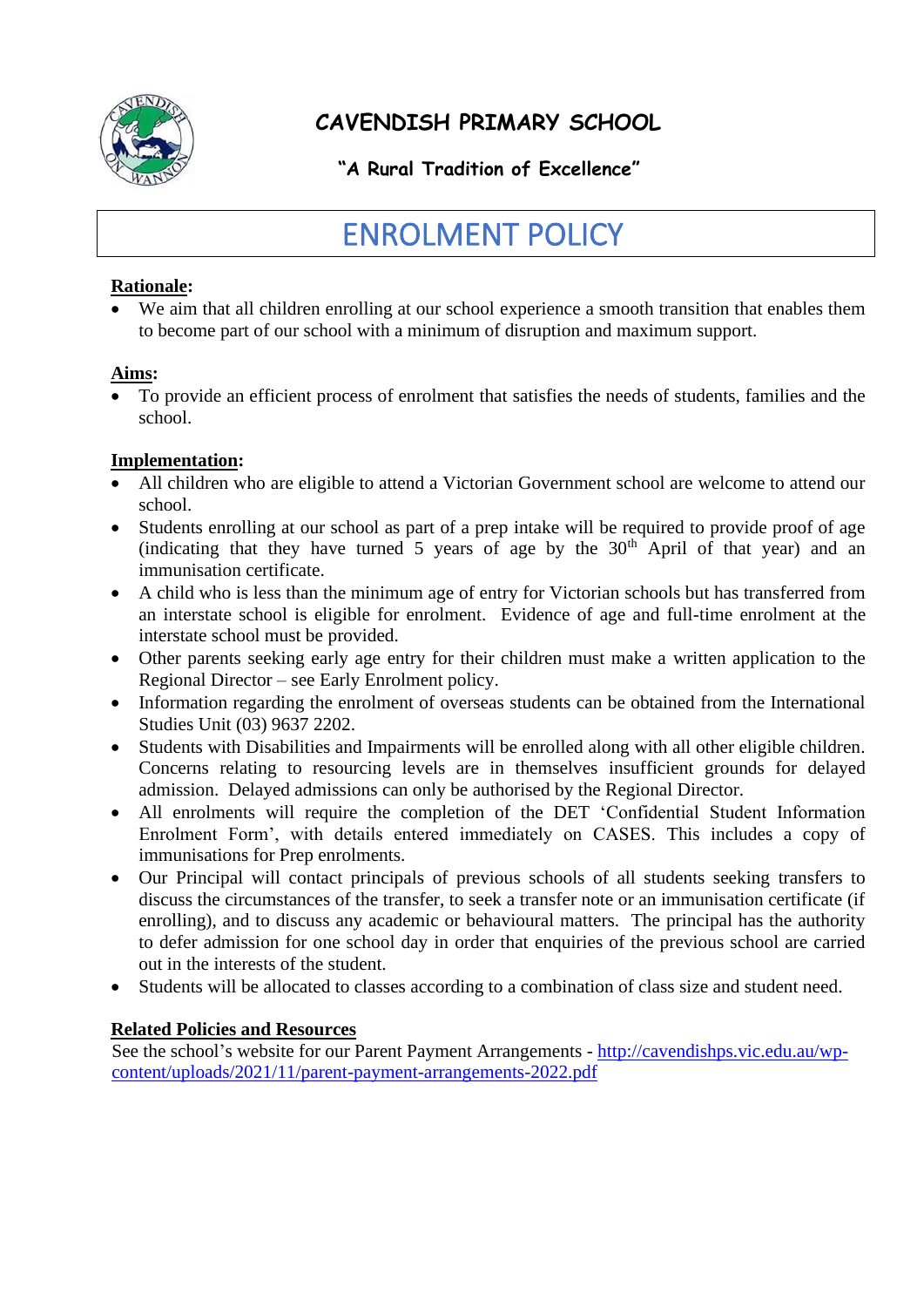# CAVENDISH PRIMARY SCHOOL

**"A Rural Tradition of Excellence"**

## ENROLMENT POLICY

**Rationale:**

- We aim that all children enrolling at our school experience a smooth transition that enables them to become part of our school with a minimum of disruption and maximum support.

**Aims:**

- To provide an efficient process of enrolment that satisfies the needs of students, families and the school.

**Implementation:**

- All children who are eligible to attend a Victorian Government school are welcome to attend our school.
- Students enrolling at our school as part of a prep intake will be required to provide proof of age (indicating that they have turned 5 years of age by the 30th April of that year) and an immunisation certificate.
- A child who is less than the minimum age of entry for Victorian schools but has transferred from an interstate school is eligible for enrolment. Evidence of age and full-time enrolment at the interstate school must be provided.
- Other parents seeking early age entry for their children must make a written application to the Regional Director – see Early Enrolment policy.
- Information regarding the enrolment of overseas students can be obtained from the International Studies Unit (03) 9637 2202.
- Students with Disabilities and Impairments will be enrolled along with all other eligible children. Concerns relating to resourcing levels are in themselves insufficient grounds for delayed admission. Delayed admissions can only be authorised by the Regional Director.
- All enrolments will require the completion of the DET 'Confidential Student Information Enrolment Form', with details entered immediately on CASES. This includes a copy of immunisations for Prep enrolments.
- Our Principal will contact principals of previous schools of all students seeking transfers to discuss the circumstances of the transfer, to seek a transfer note or an immunisation certificate (if enrolling), and to discuss any academic or behavioural matters. The principal has the authority to defer admission for one school day in order that enquiries of the previous school are carried out in the interests of the student.
- Students will be allocated to classes according to a combination of class size and student need.

**Related Policies and Resources**

See the school's website for our Parent Payment Arrangements - http://cavendishps.vic.edu.au/wp-content/uploads/2021/11/parent-payment-arrangements-2022.pdf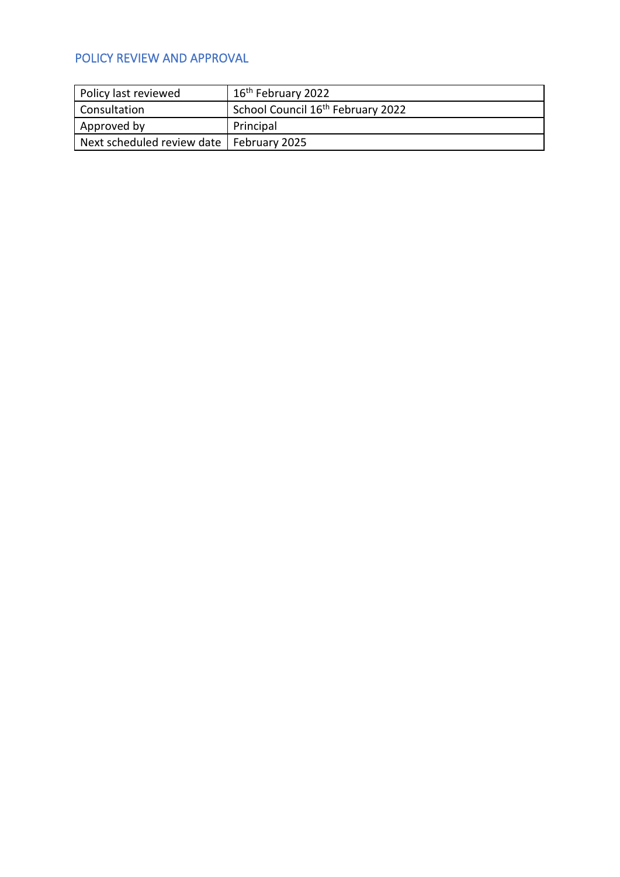## POLICY REVIEW AND APPROVAL

| | |
|---|---|
| Policy last reviewed | 16th February 2022 |
| Consultation | School Council 16th February 2022 |
| Approved by | Principal |
| Next scheduled review date | February 2025 |